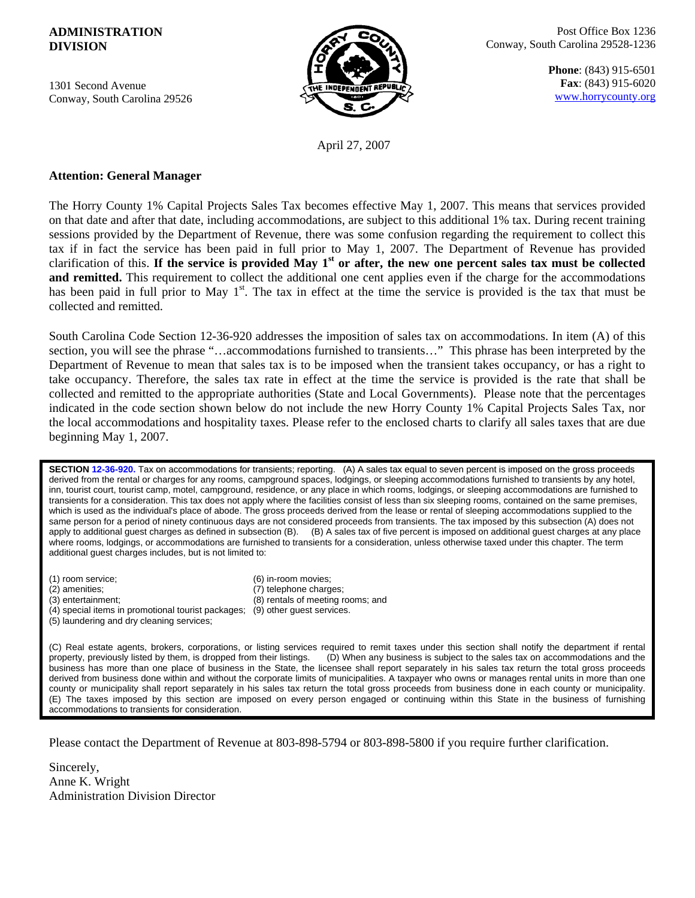**ADMINISTRATION DIVISION**

1301 Second Avenue
Conway, South Carolina 29526

Post Office Box 1236
Conway, South Carolina 29528-1236

**Phone**: (843) 915-6501
**Fax**: (843) 915-6020
www.horrycounty.org

April 27, 2007

**Attention: General Manager**

The Horry County 1% Capital Projects Sales Tax becomes effective May 1, 2007. This means that services provided on that date and after that date, including accommodations, are subject to this additional 1% tax. During recent training sessions provided by the Department of Revenue, there was some confusion regarding the requirement to collect this tax if in fact the service has been paid in full prior to May 1, 2007. The Department of Revenue has provided clarification of this. **If the service is provided May 1st or after, the new one percent sales tax must be collected and remitted.** This requirement to collect the additional one cent applies even if the charge for the accommodations has been paid in full prior to May 1st. The tax in effect at the time the service is provided is the tax that must be collected and remitted.

South Carolina Code Section 12-36-920 addresses the imposition of sales tax on accommodations. In item (A) of this section, you will see the phrase "…accommodations furnished to transients…" This phrase has been interpreted by the Department of Revenue to mean that sales tax is to be imposed when the transient takes occupancy, or has a right to take occupancy. Therefore, the sales tax rate in effect at the time the service is provided is the rate that shall be collected and remitted to the appropriate authorities (State and Local Governments). Please note that the percentages indicated in the code section shown below do not include the new Horry County 1% Capital Projects Sales Tax, nor the local accommodations and hospitality taxes. Please refer to the enclosed charts to clarify all sales taxes that are due beginning May 1, 2007.

**SECTION 12-36-920.** Tax on accommodations for transients; reporting. (A) A sales tax equal to seven percent is imposed on the gross proceeds derived from the rental or charges for any rooms, campground spaces, lodgings, or sleeping accommodations furnished to transients by any hotel, inn, tourist court, tourist camp, motel, campground, residence, or any place in which rooms, lodgings, or sleeping accommodations are furnished to transients for a consideration. This tax does not apply where the facilities consist of less than six sleeping rooms, contained on the same premises, which is used as the individual's place of abode. The gross proceeds derived from the lease or rental of sleeping accommodations supplied to the same person for a period of ninety continuous days are not considered proceeds from transients. The tax imposed by this subsection (A) does not apply to additional guest charges as defined in subsection (B). (B) A sales tax of five percent is imposed on additional guest charges at any place where rooms, lodgings, or accommodations are furnished to transients for a consideration, unless otherwise taxed under this chapter. The term additional guest charges includes, but is not limited to:

(1) room service;
(2) amenities;
(3) entertainment;
(4) special items in promotional tourist packages;
(5) laundering and dry cleaning services;
(6) in-room movies;
(7) telephone charges;
(8) rentals of meeting rooms; and
(9) other guest services.

(C) Real estate agents, brokers, corporations, or listing services required to remit taxes under this section shall notify the department if rental property, previously listed by them, is dropped from their listings. (D) When any business is subject to the sales tax on accommodations and the business has more than one place of business in the State, the licensee shall report separately in his sales tax return the total gross proceeds derived from business done within and without the corporate limits of municipalities. A taxpayer who owns or manages rental units in more than one county or municipality shall report separately in his sales tax return the total gross proceeds from business done in each county or municipality. (E) The taxes imposed by this section are imposed on every person engaged or continuing within this State in the business of furnishing accommodations to transients for consideration.

Please contact the Department of Revenue at 803-898-5794 or 803-898-5800 if you require further clarification.

Sincerely,
Anne K. Wright
Administration Division Director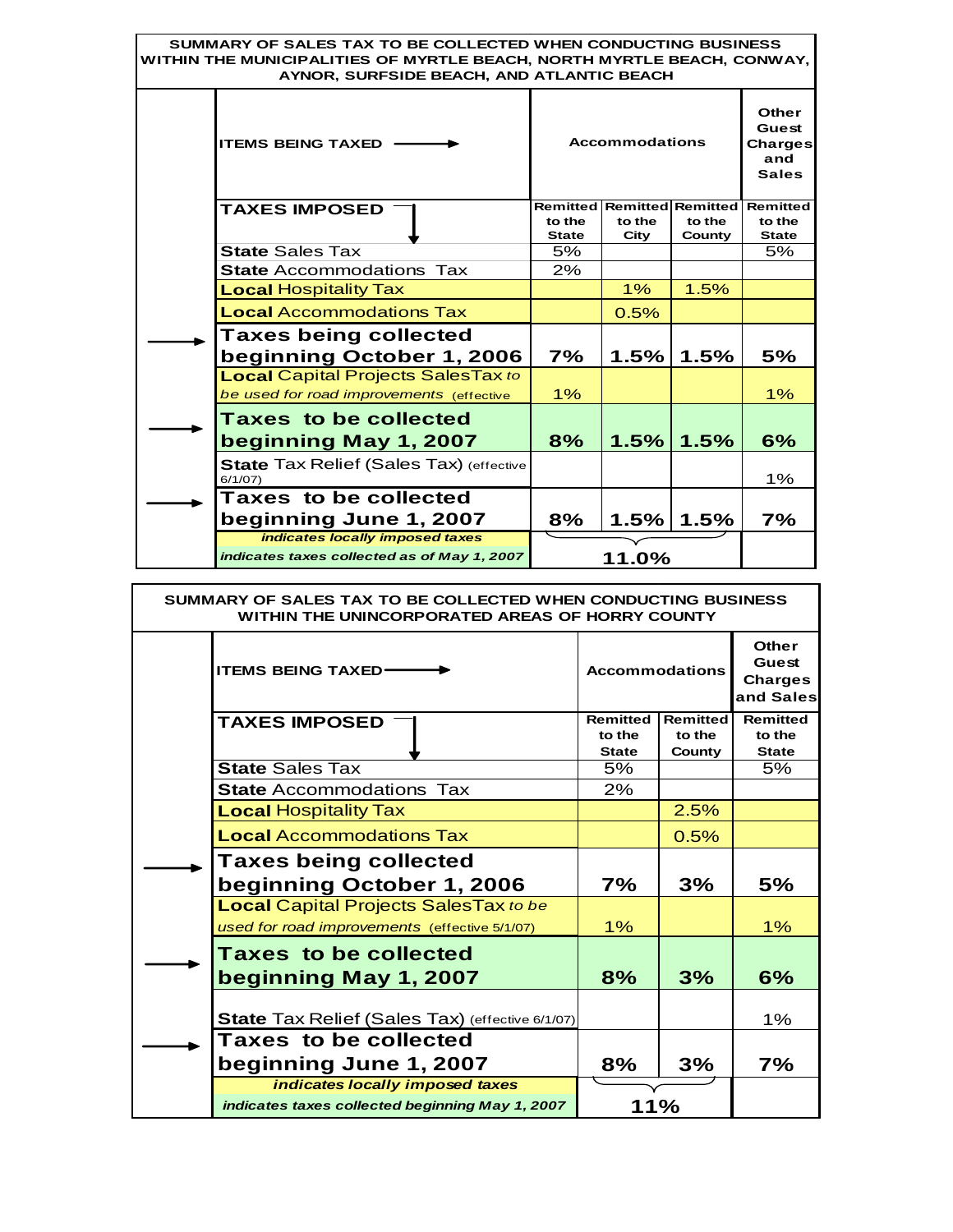## SUMMARY OF SALES TAX TO BE COLLECTED WHEN CONDUCTING BUSINESS WITHIN THE MUNICIPALITIES OF MYRTLE BEACH, NORTH MYRTLE BEACH, CONWAY, AYNOR, SURFSIDE BEACH, AND ATLANTIC BEACH

| ITEMS BEING TAXED → | Accommodations | | | Other Guest Charges and Sales |
|---|---|---|---|---|
| **TAXES IMPOSED** ↓ | Remitted to the State | Remitted to the City | Remitted to the County | Remitted to the State |
| **State** Sales Tax | 5% | | | 5% |
| **State** Accommodations Tax | 2% | | | |
| **Local** Hospitality Tax | | 1% | 1.5% | |
| **Local** Accommodations Tax | | 0.5% | | |
| → **Taxes being collected beginning October 1, 2006** | **7%** | **1.5%** | **1.5%** | **5%** |
| **Local** Capital Projects SalesTax *to be used for road improvements (effective* | 1% | | | 1% |
| → **Taxes to be collected beginning May 1, 2007** | **8%** | **1.5%** | **1.5%** | **6%** |
| **State** Tax Relief (Sales Tax) (effective 6/1/07) | | | | 1% |
| → **Taxes to be collected beginning June 1, 2007** | **8%** | **1.5%** | **1.5%** | **7%** |
| ***indicates locally imposed taxes*** / ***indicates taxes collected as of May 1, 2007*** | **11.0%** | | | |

## SUMMARY OF SALES TAX TO BE COLLECTED WHEN CONDUCTING BUSINESS WITHIN THE UNINCORPORATED AREAS OF HORRY COUNTY

| ITEMS BEING TAXED → | Accommodations | | Other Guest Charges and Sales |
|---|---|---|---|
| **TAXES IMPOSED** ↓ | Remitted to the State | Remitted to the County | Remitted to the State |
| **State** Sales Tax | 5% | | 5% |
| **State** Accommodations Tax | 2% | | |
| **Local** Hospitality Tax | | 2.5% | |
| **Local** Accommodations Tax | | 0.5% | |
| → **Taxes being collected beginning October 1, 2006** | **7%** | **3%** | **5%** |
| **Local** Capital Projects SalesTax *to be used for road improvements (effective 5/1/07)* | 1% | | 1% |
| → **Taxes to be collected beginning May 1, 2007** | **8%** | **3%** | **6%** |
| **State** Tax Relief (Sales Tax) (effective 6/1/07) | | | 1% |
| → **Taxes to be collected beginning June 1, 2007** | **8%** | **3%** | **7%** |
| ***indicates locally imposed taxes*** / ***indicates taxes collected beginning May 1, 2007*** | **11%** | | |